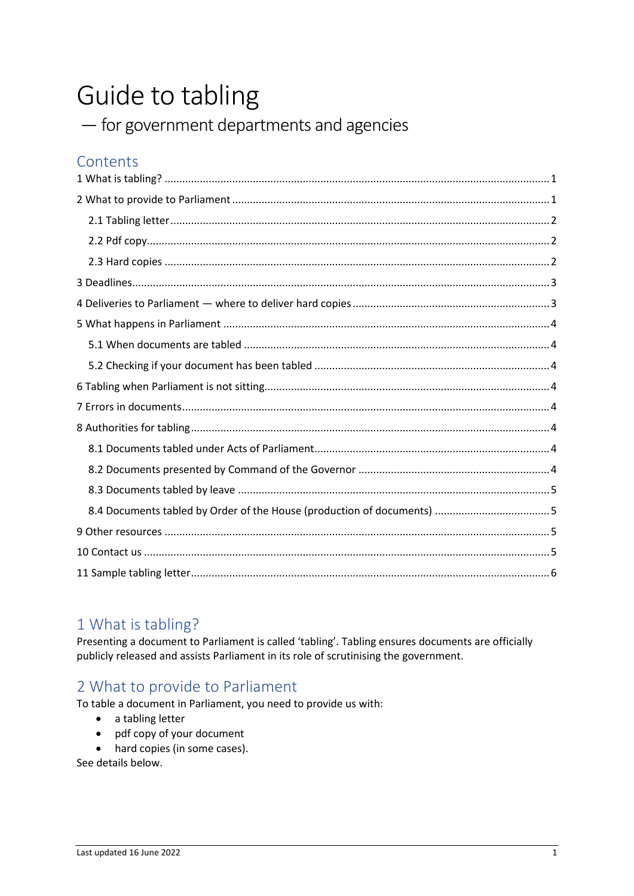# Guide to tabling

— for government departments and agencies

## Contents

1 What is tabling? ........ 1

2 What to provide to Parliament ........ 1

- 2.1 Tabling letter ........ 2
- 2.2 Pdf copy ........ 2
- 2.3 Hard copies ........ 2

3 Deadlines ........ 3

4 Deliveries to Parliament — where to deliver hard copies ........ 3

5 What happens in Parliament ........ 4

- 5.1 When documents are tabled ........ 4
- 5.2 Checking if your document has been tabled ........ 4

6 Tabling when Parliament is not sitting ........ 4

7 Errors in documents ........ 4

8 Authorities for tabling ........ 4

- 8.1 Documents tabled under Acts of Parliament ........ 4
- 8.2 Documents presented by Command of the Governor ........ 4
- 8.3 Documents tabled by leave ........ 5
- 8.4 Documents tabled by Order of the House (production of documents) ........ 5

9 Other resources ........ 5

10 Contact us ........ 5

11 Sample tabling letter ........ 6

## 1 What is tabling?

Presenting a document to Parliament is called 'tabling'. Tabling ensures documents are officially publicly released and assists Parliament in its role of scrutinising the government.

## 2 What to provide to Parliament

To table a document in Parliament, you need to provide us with:

- a tabling letter
- pdf copy of your document
- hard copies (in some cases).

See details below.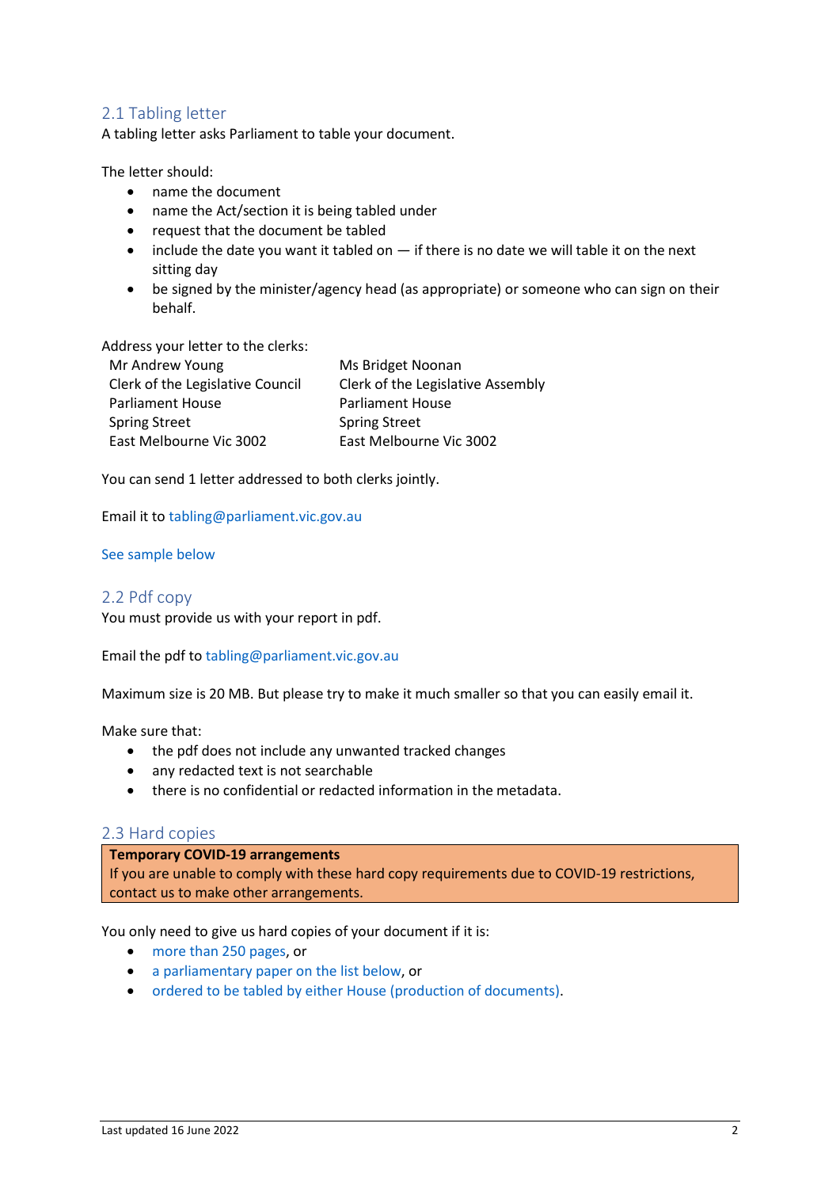## 2.1 Tabling letter

A tabling letter asks Parliament to table your document.

The letter should:

- name the document
- name the Act/section it is being tabled under
- request that the document be tabled
- include the date you want it tabled on — if there is no date we will table it on the next sitting day
- be signed by the minister/agency head (as appropriate) or someone who can sign on their behalf.

Address your letter to the clerks:

Mr Andrew Young
Clerk of the Legislative Council
Parliament House
Spring Street
East Melbourne Vic 3002

Ms Bridget Noonan
Clerk of the Legislative Assembly
Parliament House
Spring Street
East Melbourne Vic 3002

You can send 1 letter addressed to both clerks jointly.

Email it to tabling@parliament.vic.gov.au

See sample below

## 2.2 Pdf copy

You must provide us with your report in pdf.

Email the pdf to tabling@parliament.vic.gov.au

Maximum size is 20 MB. But please try to make it much smaller so that you can easily email it.

Make sure that:

- the pdf does not include any unwanted tracked changes
- any redacted text is not searchable
- there is no confidential or redacted information in the metadata.

## 2.3 Hard copies

**Temporary COVID-19 arrangements**
If you are unable to comply with these hard copy requirements due to COVID-19 restrictions, contact us to make other arrangements.

You only need to give us hard copies of your document if it is:

- more than 250 pages, or
- a parliamentary paper on the list below, or
- ordered to be tabled by either House (production of documents).

Last updated 16 June 2022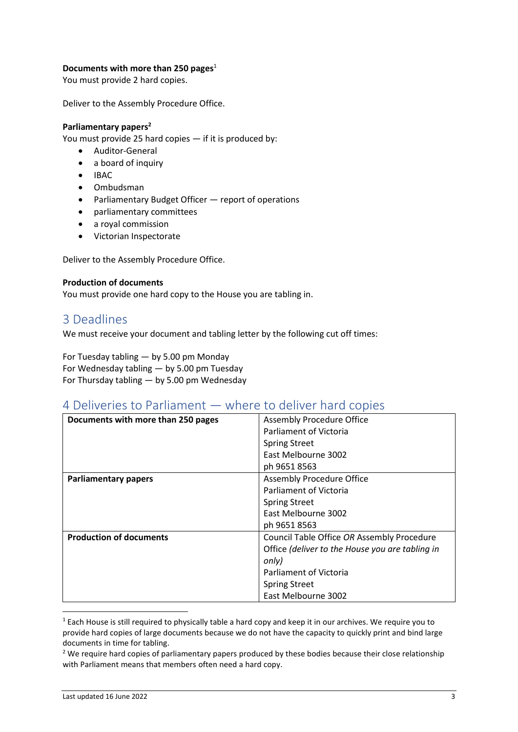**Documents with more than 250 pages**[1]
You must provide 2 hard copies.

Deliver to the Assembly Procedure Office.

**Parliamentary papers**[2]
You must provide 25 hard copies — if it is produced by:

- Auditor-General
- a board of inquiry
- IBAC
- Ombudsman
- Parliamentary Budget Officer — report of operations
- parliamentary committees
- a royal commission
- Victorian Inspectorate

Deliver to the Assembly Procedure Office.

**Production of documents**
You must provide one hard copy to the House you are tabling in.

## 3 Deadlines

We must receive your document and tabling letter by the following cut off times:

For Tuesday tabling — by 5.00 pm Monday
For Wednesday tabling — by 5.00 pm Tuesday
For Thursday tabling — by 5.00 pm Wednesday

## 4 Deliveries to Parliament — where to deliver hard copies

| | |
|---|---|
| **Documents with more than 250 pages** | Assembly Procedure Office<br>Parliament of Victoria<br>Spring Street<br>East Melbourne 3002<br>ph 9651 8563 |
| **Parliamentary papers** | Assembly Procedure Office<br>Parliament of Victoria<br>Spring Street<br>East Melbourne 3002<br>ph 9651 8563 |
| **Production of documents** | Council Table Office *OR* Assembly Procedure Office *(deliver to the House you are tabling in only)*<br>Parliament of Victoria<br>Spring Street<br>East Melbourne 3002 |

[1] Each House is still required to physically table a hard copy and keep it in our archives. We require you to provide hard copies of large documents because we do not have the capacity to quickly print and bind large documents in time for tabling.

[2] We require hard copies of parliamentary papers produced by these bodies because their close relationship with Parliament means that members often need a hard copy.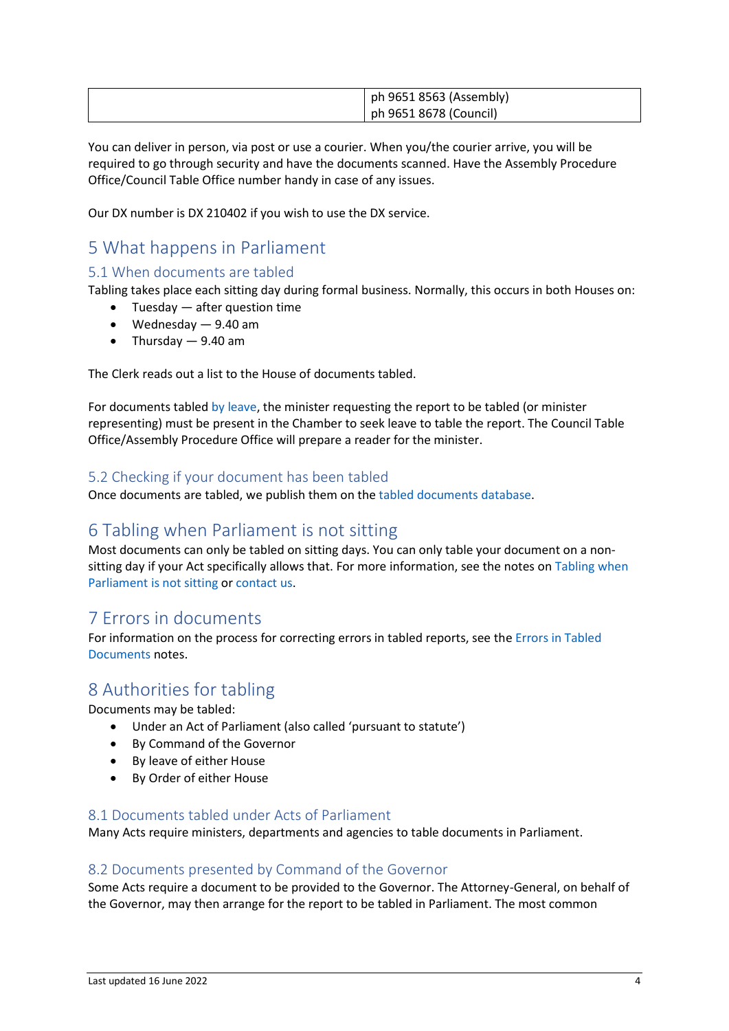| | ph 9651 8563 (Assembly)<br>ph 9651 8678 (Council) |
|---|---|

You can deliver in person, via post or use a courier. When you/the courier arrive, you will be required to go through security and have the documents scanned. Have the Assembly Procedure Office/Council Table Office number handy in case of any issues.

Our DX number is DX 210402 if you wish to use the DX service.

# 5 What happens in Parliament

## 5.1 When documents are tabled

Tabling takes place each sitting day during formal business. Normally, this occurs in both Houses on:

- Tuesday — after question time
- Wednesday — 9.40 am
- Thursday — 9.40 am

The Clerk reads out a list to the House of documents tabled.

For documents tabled by leave, the minister requesting the report to be tabled (or minister representing) must be present in the Chamber to seek leave to table the report. The Council Table Office/Assembly Procedure Office will prepare a reader for the minister.

## 5.2 Checking if your document has been tabled

Once documents are tabled, we publish them on the tabled documents database.

# 6 Tabling when Parliament is not sitting

Most documents can only be tabled on sitting days. You can only table your document on a non-sitting day if your Act specifically allows that. For more information, see the notes on Tabling when Parliament is not sitting or contact us.

# 7 Errors in documents

For information on the process for correcting errors in tabled reports, see the Errors in Tabled Documents notes.

# 8 Authorities for tabling

Documents may be tabled:

- Under an Act of Parliament (also called 'pursuant to statute')
- By Command of the Governor
- By leave of either House
- By Order of either House

## 8.1 Documents tabled under Acts of Parliament

Many Acts require ministers, departments and agencies to table documents in Parliament.

## 8.2 Documents presented by Command of the Governor

Some Acts require a document to be provided to the Governor. The Attorney-General, on behalf of the Governor, may then arrange for the report to be tabled in Parliament. The most common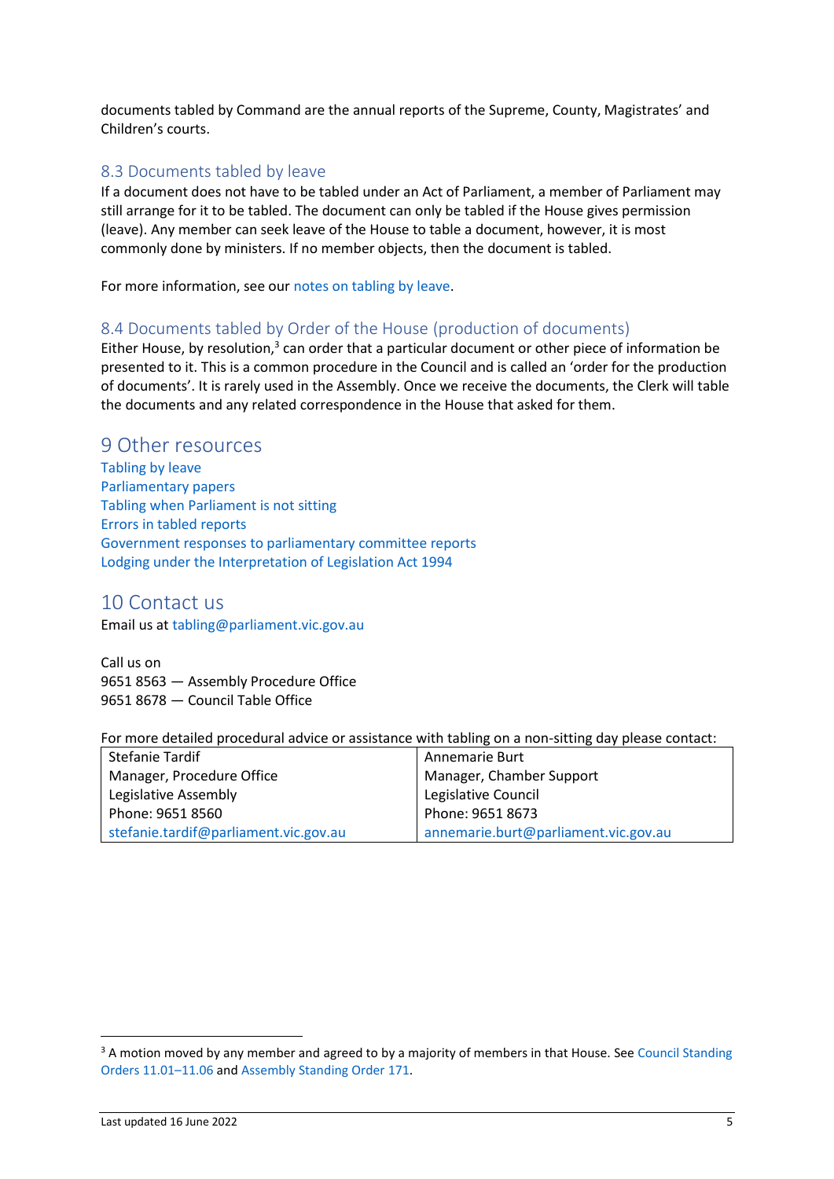documents tabled by Command are the annual reports of the Supreme, County, Magistrates' and Children's courts.

### 8.3 Documents tabled by leave

If a document does not have to be tabled under an Act of Parliament, a member of Parliament may still arrange for it to be tabled. The document can only be tabled if the House gives permission (leave). Any member can seek leave of the House to table a document, however, it is most commonly done by ministers. If no member objects, then the document is tabled.

For more information, see our notes on tabling by leave.

### 8.4 Documents tabled by Order of the House (production of documents)

Either House, by resolution,[3] can order that a particular document or other piece of information be presented to it. This is a common procedure in the Council and is called an 'order for the production of documents'. It is rarely used in the Assembly. Once we receive the documents, the Clerk will table the documents and any related correspondence in the House that asked for them.

## 9 Other resources

Tabling by leave
Parliamentary papers
Tabling when Parliament is not sitting
Errors in tabled reports
Government responses to parliamentary committee reports
Lodging under the Interpretation of Legislation Act 1994

## 10 Contact us

Email us at tabling@parliament.vic.gov.au

Call us on
9651 8563 — Assembly Procedure Office
9651 8678 — Council Table Office

For more detailed procedural advice or assistance with tabling on a non-sitting day please contact:

| Stefanie Tardif<br>Manager, Procedure Office<br>Legislative Assembly<br>Phone: 9651 8560<br>stefanie.tardif@parliament.vic.gov.au | Annemarie Burt<br>Manager, Chamber Support<br>Legislative Council<br>Phone: 9651 8673<br>annemarie.burt@parliament.vic.gov.au |
|---|---|

[3] A motion moved by any member and agreed to by a majority of members in that House. See Council Standing Orders 11.01–11.06 and Assembly Standing Order 171.

Last updated 16 June 2022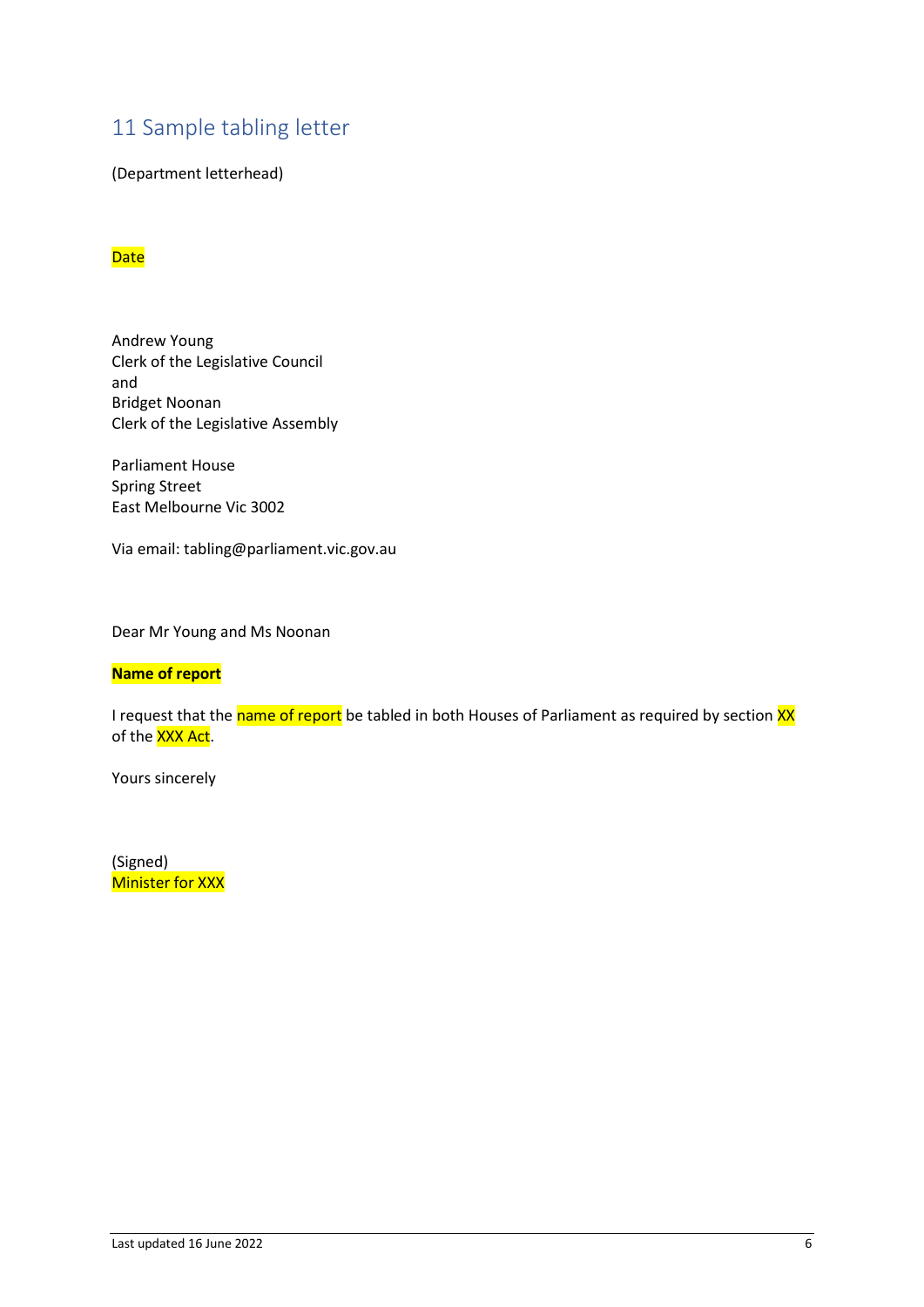## 11 Sample tabling letter

(Department letterhead)

Date

Andrew Young  
Clerk of the Legislative Council  
and  
Bridget Noonan  
Clerk of the Legislative Assembly

Parliament House  
Spring Street  
East Melbourne Vic 3002

Via email: tabling@parliament.vic.gov.au

Dear Mr Young and Ms Noonan

**Name of report**

I request that the name of report be tabled in both Houses of Parliament as required by section XX of the XXX Act.

Yours sincerely

(Signed)  
Minister for XXX

Last updated 16 June 2022